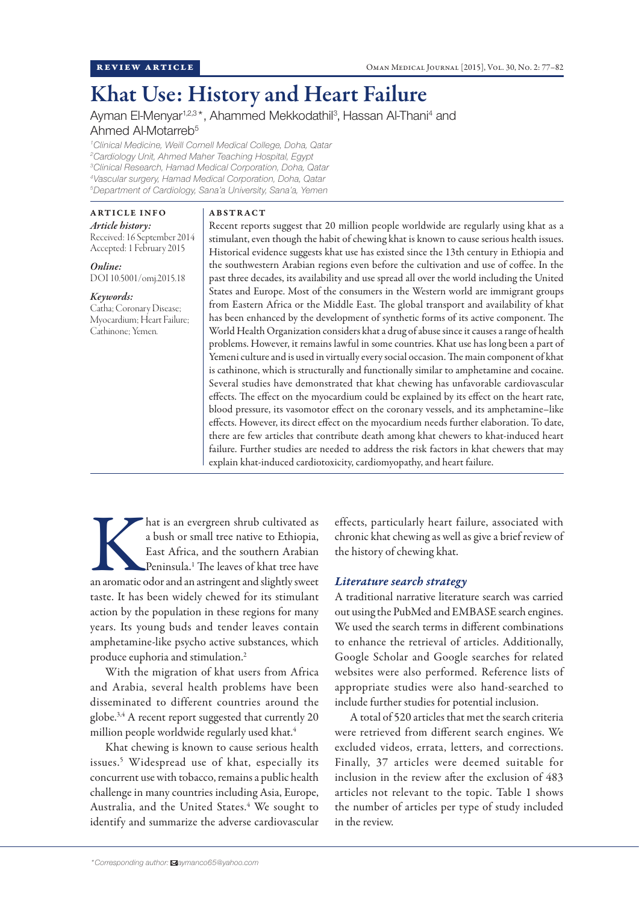REVIEW ARTICLE

# Khat Use: History and Heart Failure

Ayman El-Menyar[1,2,3]*, Ahammed Mekkodathil[3], Hassan Al-Thani[4] and Ahmed Al-Motarreb[5]

[1]Clinical Medicine, Weill Cornell Medical College, Doha, Qatar
[2]Cardiology Unit, Ahmed Maher Teaching Hospital, Egypt
[3]Clinical Research, Hamad Medical Corporation, Doha, Qatar
[4]Vascular surgery, Hamad Medical Corporation, Doha, Qatar
[5]Department of Cardiology, Sana'a University, Sana'a, Yemen

**ARTICLE INFO**

*Article history:*
Received: 16 September 2014
Accepted: 1 February 2015

*Online:*
DOI 10.5001/omj.2015.18

*Keywords:*
Catha; Coronary Disease; Myocardium; Heart Failure; Cathinone; Yemen.

**ABSTRACT**

Recent reports suggest that 20 million people worldwide are regularly using khat as a stimulant, even though the habit of chewing khat is known to cause serious health issues. Historical evidence suggests khat use has existed since the 13th century in Ethiopia and the southwestern Arabian regions even before the cultivation and use of coffee. In the past three decades, its availability and use spread all over the world including the United States and Europe. Most of the consumers in the Western world are immigrant groups from Eastern Africa or the Middle East. The global transport and availability of khat has been enhanced by the development of synthetic forms of its active component. The World Health Organization considers khat a drug of abuse since it causes a range of health problems. However, it remains lawful in some countries. Khat use has long been a part of Yemeni culture and is used in virtually every social occasion. The main component of khat is cathinone, which is structurally and functionally similar to amphetamine and cocaine. Several studies have demonstrated that khat chewing has unfavorable cardiovascular effects. The effect on the myocardium could be explained by its effect on the heart rate, blood pressure, its vasomotor effect on the coronary vessels, and its amphetamine–like effects. However, its direct effect on the myocardium needs further elaboration. To date, there are few articles that contribute death among khat chewers to khat-induced heart failure. Further studies are needed to address the risk factors in khat chewers that may explain khat-induced cardiotoxicity, cardiomyopathy, and heart failure.

Khat is an evergreen shrub cultivated as a bush or small tree native to Ethiopia, East Africa, and the southern Arabian Peninsula.[1] The leaves of khat tree have an aromatic odor and an astringent and slightly sweet taste. It has been widely chewed for its stimulant action by the population in these regions for many years. Its young buds and tender leaves contain amphetamine-like psycho active substances, which produce euphoria and stimulation.[2]

With the migration of khat users from Africa and Arabia, several health problems have been disseminated to different countries around the globe.[3,4] A recent report suggested that currently 20 million people worldwide regularly used khat.[4]

Khat chewing is known to cause serious health issues.[5] Widespread use of khat, especially its concurrent use with tobacco, remains a public health challenge in many countries including Asia, Europe, Australia, and the United States.[4] We sought to identify and summarize the adverse cardiovascular effects, particularly heart failure, associated with chronic khat chewing as well as give a brief review of the history of chewing khat.

### *Literature search strategy*

A traditional narrative literature search was carried out using the PubMed and EMBASE search engines. We used the search terms in different combinations to enhance the retrieval of articles. Additionally, Google Scholar and Google searches for related websites were also performed. Reference lists of appropriate studies were also hand-searched to include further studies for potential inclusion.

A total of 520 articles that met the search criteria were retrieved from different search engines. We excluded videos, errata, letters, and corrections. Finally, 37 articles were deemed suitable for inclusion in the review after the exclusion of 483 articles not relevant to the topic. Table 1 shows the number of articles per type of study included in the review.

*Corresponding author: aymanco65@yahoo.com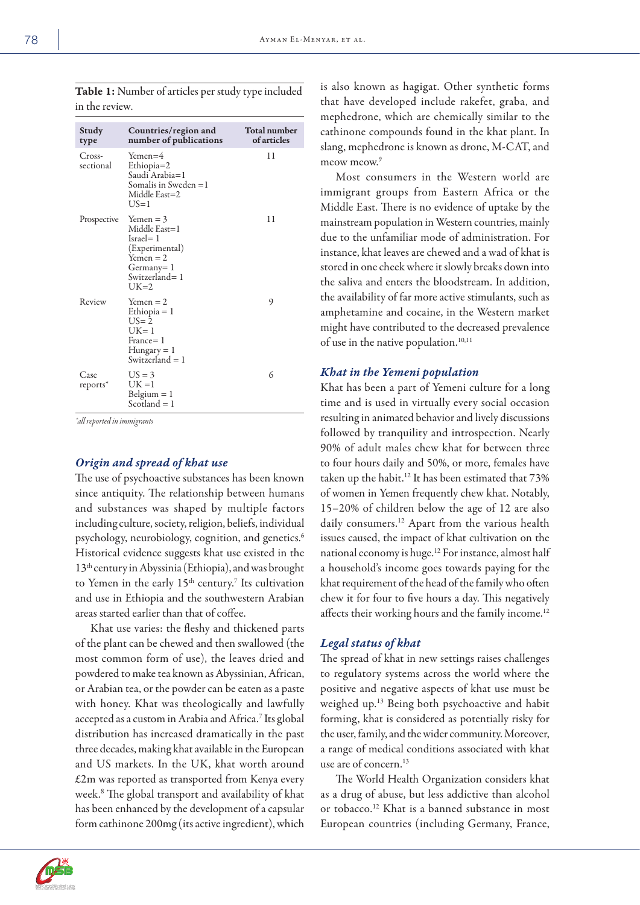**Table 1:** Number of articles per study type included in the review.

| Study type | Countries/region and number of publications | Total number of articles |
|---|---|---|
| Cross-sectional | Yemen=4<br>Ethiopia=2<br>Saudi Arabia=1<br>Somalis in Sweden =1<br>Middle East=2<br>US=1 | 11 |
| Prospective | Yemen = 3<br>Middle East=1<br>Israel= 1<br>(Experimental)<br>Yemen = 2<br>Germany= 1<br>Switzerland= 1<br>UK=2 | 11 |
| Review | Yemen = 2<br>Ethiopia = 1<br>US= 2<br>UK= 1<br>France= 1<br>Hungary = 1<br>Switzerland = 1 | 9 |
| Case reports* | US = 3<br>UK =1<br>Belgium = 1<br>Scotland = 1 | 6 |

*all reported in immigrants

### Origin and spread of khat use

The use of psychoactive substances has been known since antiquity. The relationship between humans and substances was shaped by multiple factors including culture, society, religion, beliefs, individual psychology, neurobiology, cognition, and genetics.[6] Historical evidence suggests khat use existed in the 13th century in Abyssinia (Ethiopia), and was brought to Yemen in the early 15th century.[7] Its cultivation and use in Ethiopia and the southwestern Arabian areas started earlier than that of coffee.

Khat use varies: the fleshy and thickened parts of the plant can be chewed and then swallowed (the most common form of use), the leaves dried and powdered to make tea known as Abyssinian, African, or Arabian tea, or the powder can be eaten as a paste with honey. Khat was theologically and lawfully accepted as a custom in Arabia and Africa.[7] Its global distribution has increased dramatically in the past three decades, making khat available in the European and US markets. In the UK, khat worth around £2m was reported as transported from Kenya every week.[8] The global transport and availability of khat has been enhanced by the development of a capsular form cathinone 200mg (its active ingredient), which is also known as hagigat. Other synthetic forms that have developed include rakefet, graba, and mephedrone, which are chemically similar to the cathinone compounds found in the khat plant. In slang, mephedrone is known as drone, M-CAT, and meow meow.[9]

Most consumers in the Western world are immigrant groups from Eastern Africa or the Middle East. There is no evidence of uptake by the mainstream population in Western countries, mainly due to the unfamiliar mode of administration. For instance, khat leaves are chewed and a wad of khat is stored in one cheek where it slowly breaks down into the saliva and enters the bloodstream. In addition, the availability of far more active stimulants, such as amphetamine and cocaine, in the Western market might have contributed to the decreased prevalence of use in the native population.[10,11]

### Khat in the Yemeni population

Khat has been a part of Yemeni culture for a long time and is used in virtually every social occasion resulting in animated behavior and lively discussions followed by tranquility and introspection. Nearly 90% of adult males chew khat for between three to four hours daily and 50%, or more, females have taken up the habit.[12] It has been estimated that 73% of women in Yemen frequently chew khat. Notably, 15–20% of children below the age of 12 are also daily consumers.[12] Apart from the various health issues caused, the impact of khat cultivation on the national economy is huge.[12] For instance, almost half a household's income goes towards paying for the khat requirement of the head of the family who often chew it for four to five hours a day. This negatively affects their working hours and the family income.[12]

### Legal status of khat

The spread of khat in new settings raises challenges to regulatory systems across the world where the positive and negative aspects of khat use must be weighed up.[13] Being both psychoactive and habit forming, khat is considered as potentially risky for the user, family, and the wider community. Moreover, a range of medical conditions associated with khat use are of concern.[13]

The World Health Organization considers khat as a drug of abuse, but less addictive than alcohol or tobacco.[12] Khat is a banned substance in most European countries (including Germany, France,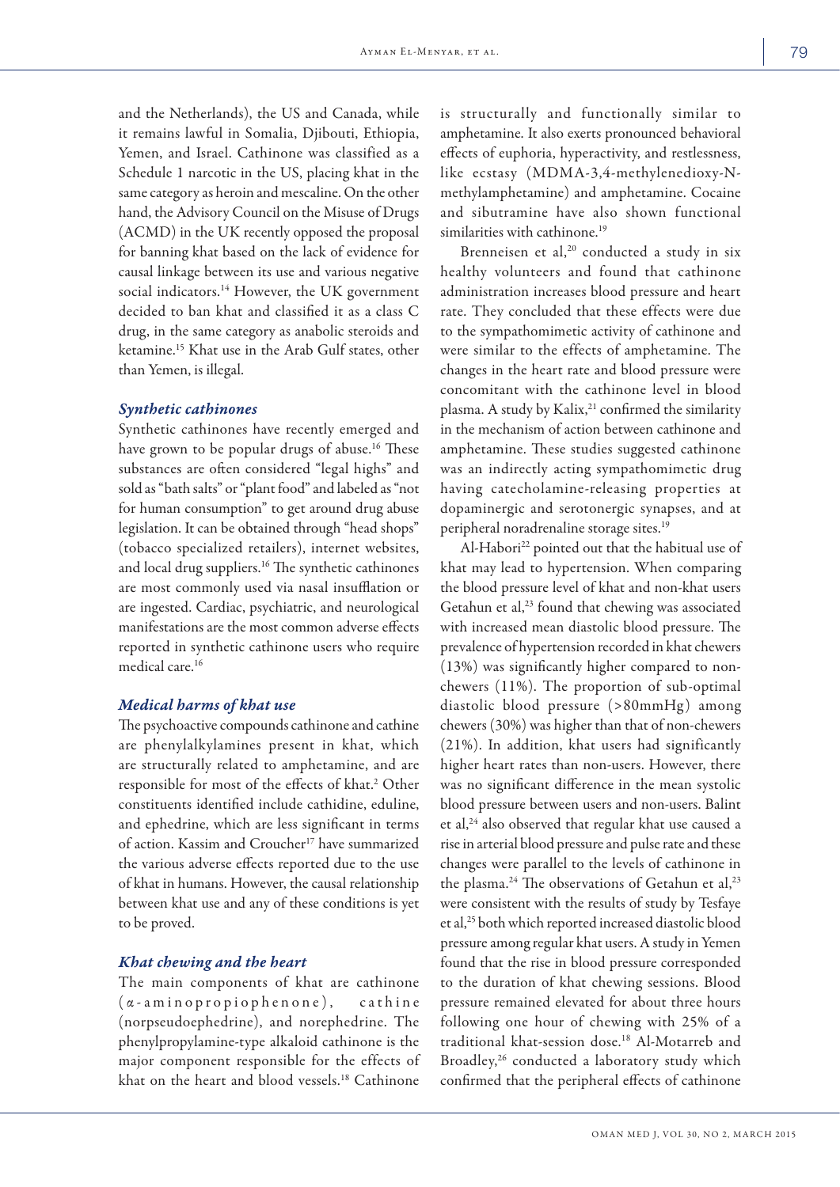and the Netherlands), the US and Canada, while it remains lawful in Somalia, Djibouti, Ethiopia, Yemen, and Israel. Cathinone was classified as a Schedule 1 narcotic in the US, placing khat in the same category as heroin and mescaline. On the other hand, the Advisory Council on the Misuse of Drugs (ACMD) in the UK recently opposed the proposal for banning khat based on the lack of evidence for causal linkage between its use and various negative social indicators.[14] However, the UK government decided to ban khat and classified it as a class C drug, in the same category as anabolic steroids and ketamine.[15] Khat use in the Arab Gulf states, other than Yemen, is illegal.

### *Synthetic cathinones*

Synthetic cathinones have recently emerged and have grown to be popular drugs of abuse.[16] These substances are often considered "legal highs" and sold as "bath salts" or "plant food" and labeled as "not for human consumption" to get around drug abuse legislation. It can be obtained through "head shops" (tobacco specialized retailers), internet websites, and local drug suppliers.[16] The synthetic cathinones are most commonly used via nasal insufflation or are ingested. Cardiac, psychiatric, and neurological manifestations are the most common adverse effects reported in synthetic cathinone users who require medical care.[16]

### *Medical harms of khat use*

The psychoactive compounds cathinone and cathine are phenylalkylamines present in khat, which are structurally related to amphetamine, and are responsible for most of the effects of khat.[2] Other constituents identified include cathidine, eduline, and ephedrine, which are less significant in terms of action. Kassim and Croucher[17] have summarized the various adverse effects reported due to the use of khat in humans. However, the causal relationship between khat use and any of these conditions is yet to be proved.

### *Khat chewing and the heart*

The main components of khat are cathinone (α-aminopropiophenone), cathine (norpseudoephedrine), and norephedrine. The phenylpropylamine-type alkaloid cathinone is the major component responsible for the effects of khat on the heart and blood vessels.[18] Cathinone is structurally and functionally similar to amphetamine. It also exerts pronounced behavioral effects of euphoria, hyperactivity, and restlessness, like ecstasy (MDMA-3,4-methylenedioxy-N-methylamphetamine) and amphetamine. Cocaine and sibutramine have also shown functional similarities with cathinone.[19]

Brenneisen et al,[20] conducted a study in six healthy volunteers and found that cathinone administration increases blood pressure and heart rate. They concluded that these effects were due to the sympathomimetic activity of cathinone and were similar to the effects of amphetamine. The changes in the heart rate and blood pressure were concomitant with the cathinone level in blood plasma. A study by Kalix,[21] confirmed the similarity in the mechanism of action between cathinone and amphetamine. These studies suggested cathinone was an indirectly acting sympathomimetic drug having catecholamine-releasing properties at dopaminergic and serotonergic synapses, and at peripheral noradrenaline storage sites.[19]

Al-Habori[22] pointed out that the habitual use of khat may lead to hypertension. When comparing the blood pressure level of khat and non-khat users Getahun et al,[23] found that chewing was associated with increased mean diastolic blood pressure. The prevalence of hypertension recorded in khat chewers (13%) was significantly higher compared to non-chewers (11%). The proportion of sub-optimal diastolic blood pressure (>80mmHg) among chewers (30%) was higher than that of non-chewers (21%). In addition, khat users had significantly higher heart rates than non-users. However, there was no significant difference in the mean systolic blood pressure between users and non-users. Balint et al,[24] also observed that regular khat use caused a rise in arterial blood pressure and pulse rate and these changes were parallel to the levels of cathinone in the plasma.[24] The observations of Getahun et al,[23] were consistent with the results of study by Tesfaye et al,[25] both which reported increased diastolic blood pressure among regular khat users. A study in Yemen found that the rise in blood pressure corresponded to the duration of khat chewing sessions. Blood pressure remained elevated for about three hours following one hour of chewing with 25% of a traditional khat-session dose.[18] Al-Motarreb and Broadley,[26] conducted a laboratory study which confirmed that the peripheral effects of cathinone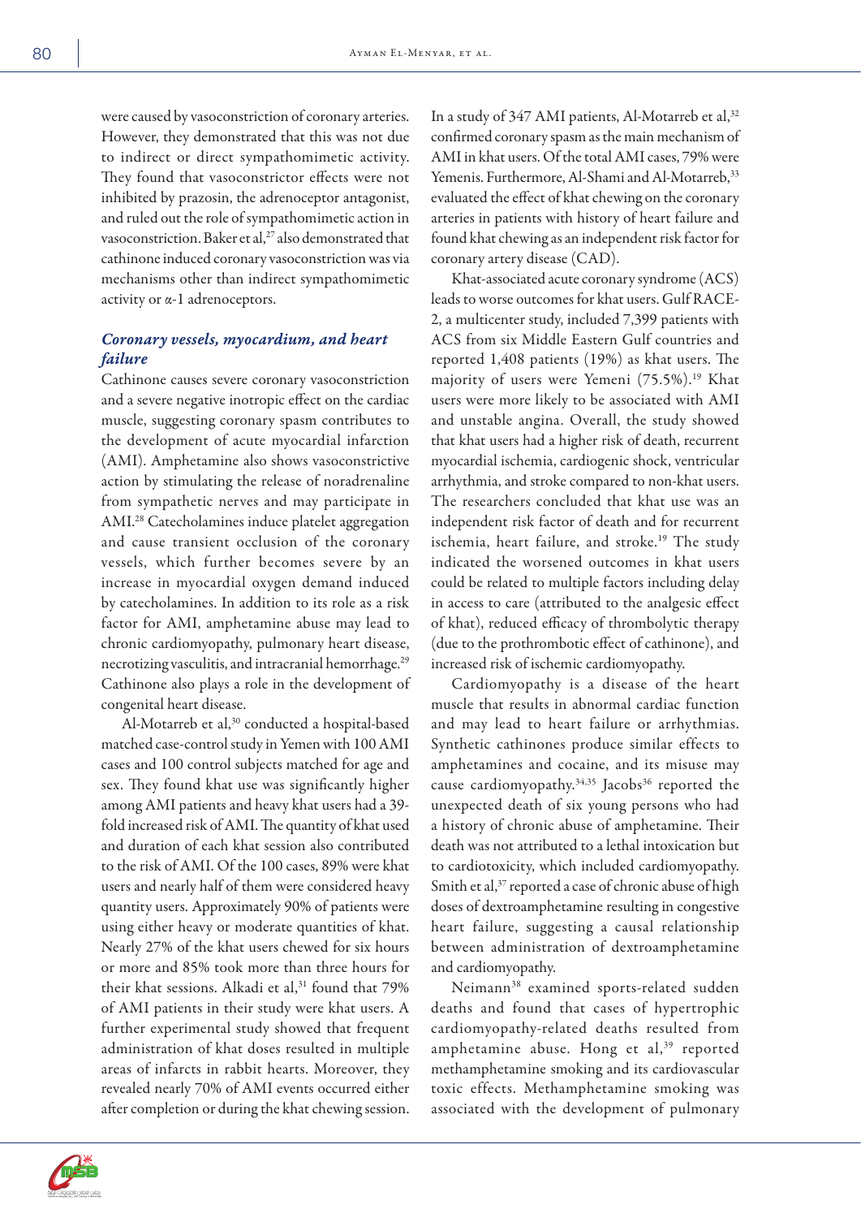were caused by vasoconstriction of coronary arteries. However, they demonstrated that this was not due to indirect or direct sympathomimetic activity. They found that vasoconstrictor effects were not inhibited by prazosin, the adrenoceptor antagonist, and ruled out the role of sympathomimetic action in vasoconstriction. Baker et al,[27] also demonstrated that cathinone induced coronary vasoconstriction was via mechanisms other than indirect sympathomimetic activity or α-1 adrenoceptors.

### *Coronary vessels, myocardium, and heart failure*

Cathinone causes severe coronary vasoconstriction and a severe negative inotropic effect on the cardiac muscle, suggesting coronary spasm contributes to the development of acute myocardial infarction (AMI). Amphetamine also shows vasoconstrictive action by stimulating the release of noradrenaline from sympathetic nerves and may participate in AMI.[28] Catecholamines induce platelet aggregation and cause transient occlusion of the coronary vessels, which further becomes severe by an increase in myocardial oxygen demand induced by catecholamines. In addition to its role as a risk factor for AMI, amphetamine abuse may lead to chronic cardiomyopathy, pulmonary heart disease, necrotizing vasculitis, and intracranial hemorrhage.[29] Cathinone also plays a role in the development of congenital heart disease.

Al-Motarreb et al,[30] conducted a hospital-based matched case-control study in Yemen with 100 AMI cases and 100 control subjects matched for age and sex. They found khat use was significantly higher among AMI patients and heavy khat users had a 39-fold increased risk of AMI. The quantity of khat used and duration of each khat session also contributed to the risk of AMI. Of the 100 cases, 89% were khat users and nearly half of them were considered heavy quantity users. Approximately 90% of patients were using either heavy or moderate quantities of khat. Nearly 27% of the khat users chewed for six hours or more and 85% took more than three hours for their khat sessions. Alkadi et al,[31] found that 79% of AMI patients in their study were khat users. A further experimental study showed that frequent administration of khat doses resulted in multiple areas of infarcts in rabbit hearts. Moreover, they revealed nearly 70% of AMI events occurred either after completion or during the khat chewing session.

In a study of 347 AMI patients, Al-Motarreb et al,[32] confirmed coronary spasm as the main mechanism of AMI in khat users. Of the total AMI cases, 79% were Yemenis. Furthermore, Al-Shami and Al-Motarreb,[33] evaluated the effect of khat chewing on the coronary arteries in patients with history of heart failure and found khat chewing as an independent risk factor for coronary artery disease (CAD).

Khat-associated acute coronary syndrome (ACS) leads to worse outcomes for khat users. Gulf RACE-2, a multicenter study, included 7,399 patients with ACS from six Middle Eastern Gulf countries and reported 1,408 patients (19%) as khat users. The majority of users were Yemeni (75.5%).[19] Khat users were more likely to be associated with AMI and unstable angina. Overall, the study showed that khat users had a higher risk of death, recurrent myocardial ischemia, cardiogenic shock, ventricular arrhythmia, and stroke compared to non-khat users. The researchers concluded that khat use was an independent risk factor of death and for recurrent ischemia, heart failure, and stroke.[19] The study indicated the worsened outcomes in khat users could be related to multiple factors including delay in access to care (attributed to the analgesic effect of khat), reduced efficacy of thrombolytic therapy (due to the prothrombotic effect of cathinone), and increased risk of ischemic cardiomyopathy.

Cardiomyopathy is a disease of the heart muscle that results in abnormal cardiac function and may lead to heart failure or arrhythmias. Synthetic cathinones produce similar effects to amphetamines and cocaine, and its misuse may cause cardiomyopathy.[34,35] Jacobs[36] reported the unexpected death of six young persons who had a history of chronic abuse of amphetamine. Their death was not attributed to a lethal intoxication but to cardiotoxicity, which included cardiomyopathy. Smith et al,[37] reported a case of chronic abuse of high doses of dextroamphetamine resulting in congestive heart failure, suggesting a causal relationship between administration of dextroamphetamine and cardiomyopathy.

Neimann[38] examined sports-related sudden deaths and found that cases of hypertrophic cardiomyopathy-related deaths resulted from amphetamine abuse. Hong et al,[39] reported methamphetamine smoking and its cardiovascular toxic effects. Methamphetamine smoking was associated with the development of pulmonary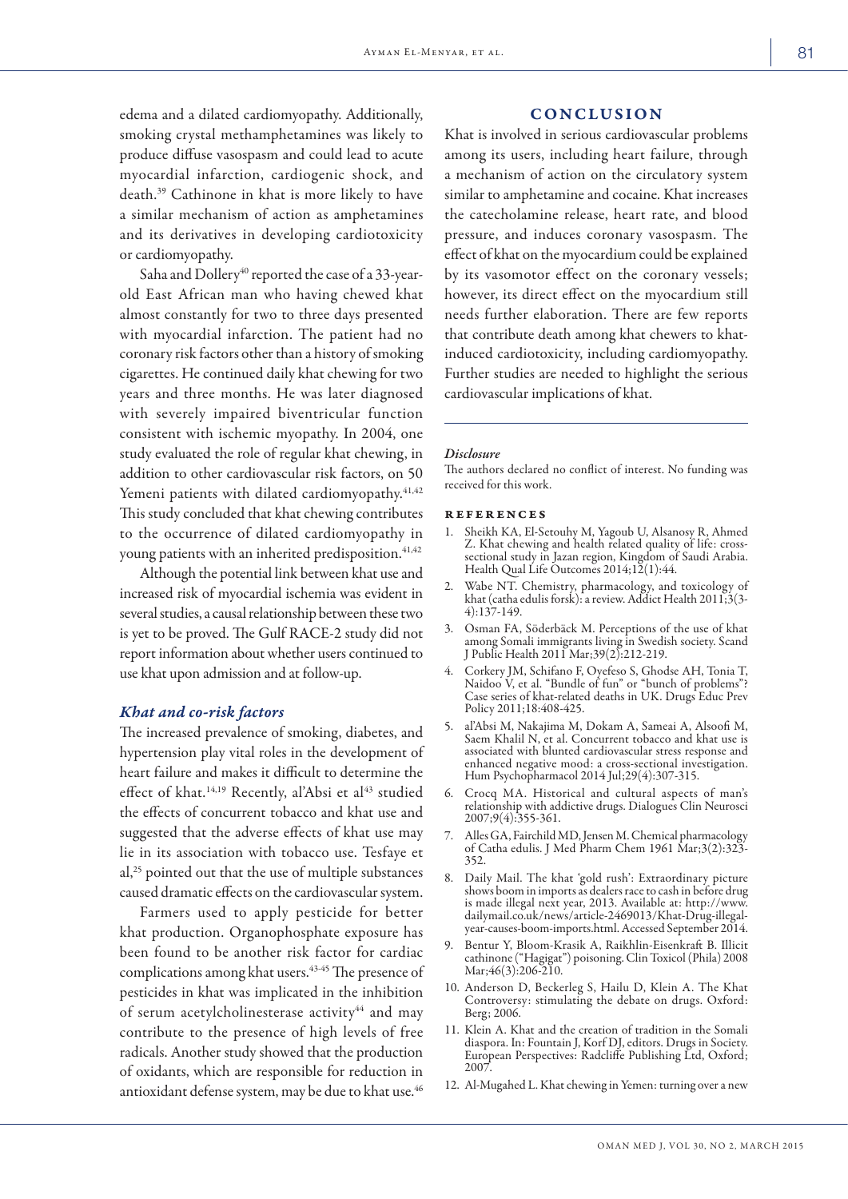edema and a dilated cardiomyopathy. Additionally, smoking crystal methamphetamines was likely to produce diffuse vasospasm and could lead to acute myocardial infarction, cardiogenic shock, and death.[39] Cathinone in khat is more likely to have a similar mechanism of action as amphetamines and its derivatives in developing cardiotoxicity or cardiomyopathy.

Saha and Dollery[40] reported the case of a 33-year-old East African man who having chewed khat almost constantly for two to three days presented with myocardial infarction. The patient had no coronary risk factors other than a history of smoking cigarettes. He continued daily khat chewing for two years and three months. He was later diagnosed with severely impaired biventricular function consistent with ischemic myopathy. In 2004, one study evaluated the role of regular khat chewing, in addition to other cardiovascular risk factors, on 50 Yemeni patients with dilated cardiomyopathy.[41,42] This study concluded that khat chewing contributes to the occurrence of dilated cardiomyopathy in young patients with an inherited predisposition.[41,42]

Although the potential link between khat use and increased risk of myocardial ischemia was evident in several studies, a causal relationship between these two is yet to be proved. The Gulf RACE-2 study did not report information about whether users continued to use khat upon admission and at follow-up.

### *Khat and co-risk factors*

The increased prevalence of smoking, diabetes, and hypertension play vital roles in the development of heart failure and makes it difficult to determine the effect of khat.[14,19] Recently, al'Absi et al[43] studied the effects of concurrent tobacco and khat use and suggested that the adverse effects of khat use may lie in its association with tobacco use. Tesfaye et al,[25] pointed out that the use of multiple substances caused dramatic effects on the cardiovascular system.

Farmers used to apply pesticide for better khat production. Organophosphate exposure has been found to be another risk factor for cardiac complications among khat users.[43-45] The presence of pesticides in khat was implicated in the inhibition of serum acetylcholinesterase activity[44] and may contribute to the presence of high levels of free radicals. Another study showed that the production of oxidants, which are responsible for reduction in antioxidant defense system, may be due to khat use.[46]

## CONCLUSION

Khat is involved in serious cardiovascular problems among its users, including heart failure, through a mechanism of action on the circulatory system similar to amphetamine and cocaine. Khat increases the catecholamine release, heart rate, and blood pressure, and induces coronary vasospasm. The effect of khat on the myocardium could be explained by its vasomotor effect on the coronary vessels; however, its direct effect on the myocardium still needs further elaboration. There are few reports that contribute death among khat chewers to khat-induced cardiotoxicity, including cardiomyopathy. Further studies are needed to highlight the serious cardiovascular implications of khat.

#### *Disclosure*

The authors declared no conflict of interest. No funding was received for this work.

## REFERENCES

1. Sheikh KA, El-Setouhy M, Yagoub U, Alsanosy R, Ahmed Z. Khat chewing and health related quality of life: cross-sectional study in Jazan region, Kingdom of Saudi Arabia. Health Qual Life Outcomes 2014;12(1):44.
2. Wabe NT. Chemistry, pharmacology, and toxicology of khat (catha edulis forsk): a review. Addict Health 2011;3(3-4):137-149.
3. Osman FA, Söderbäck M. Perceptions of the use of khat among Somali immigrants living in Swedish society. Scand J Public Health 2011 Mar;39(2):212-219.
4. Corkery JM, Schifano F, Oyefeso S, Ghodse AH, Tonia T, Naidoo V, et al. "Bundle of fun" or "bunch of problems"? Case series of khat-related deaths in UK. Drugs Educ Prev Policy 2011;18:408-425.
5. al'Absi M, Nakajima M, Dokam A, Sameai A, Alsoofi M, Saem Khalil N, et al. Concurrent tobacco and khat use is associated with blunted cardiovascular stress response and enhanced negative mood: a cross-sectional investigation. Hum Psychopharmacol 2014 Jul;29(4):307-315.
6. Crocq MA. Historical and cultural aspects of man's relationship with addictive drugs. Dialogues Clin Neurosci 2007;9(4):355-361.
7. Alles GA, Fairchild MD, Jensen M. Chemical pharmacology of Catha edulis. J Med Pharm Chem 1961 Mar;3(2):323-352.
8. Daily Mail. The khat 'gold rush': Extraordinary picture shows boom in imports as dealers race to cash in before drug is made illegal next year, 2013. Available at: http://www.dailymail.co.uk/news/article-2469013/Khat-Drug-illegal-year-causes-boom-imports.html. Accessed September 2014.
9. Bentur Y, Bloom-Krasik A, Raikhlin-Eisenkraft B. Illicit cathinone ("Hagigat") poisoning. Clin Toxicol (Phila) 2008 Mar;46(3):206-210.
10. Anderson D, Beckerleg S, Hailu D, Klein A. The Khat Controversy: stimulating the debate on drugs. Oxford: Berg; 2006.
11. Klein A. Khat and the creation of tradition in the Somali diaspora. In: Fountain J, Korf DJ, editors. Drugs in Society. European Perspectives: Radcliffe Publishing Ltd, Oxford; 2007.
12. Al-Mugahed L. Khat chewing in Yemen: turning over a new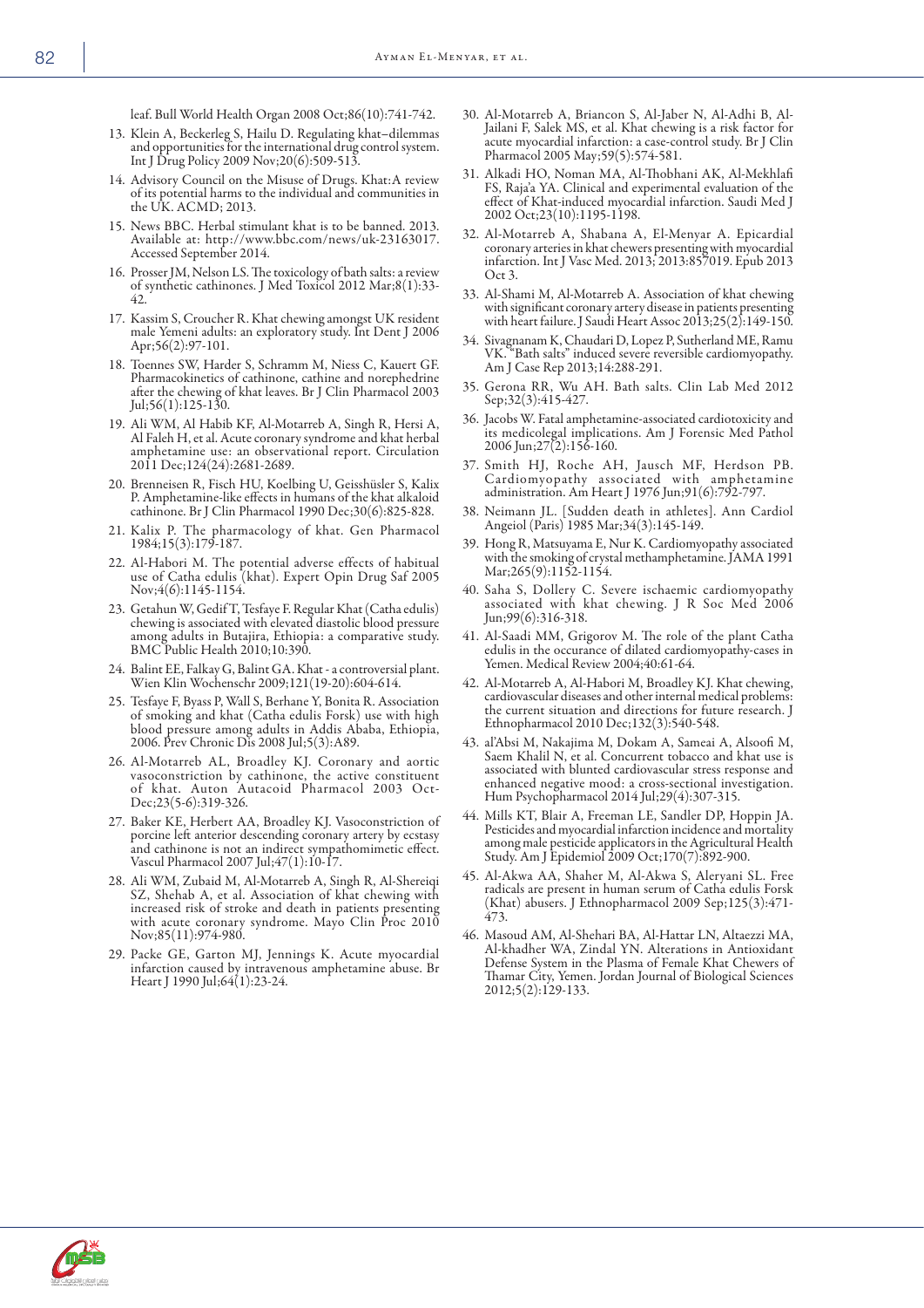leaf. Bull World Health Organ 2008 Oct;86(10):741-742.

13. Klein A, Beckerleg S, Hailu D. Regulating khat–dilemmas and opportunities for the international drug control system. Int J Drug Policy 2009 Nov;20(6):509-513.
14. Advisory Council on the Misuse of Drugs. Khat:A review of its potential harms to the individual and communities in the UK. ACMD; 2013.
15. News BBC. Herbal stimulant khat is to be banned. 2013. Available at: http://www.bbc.com/news/uk-23163017. Accessed September 2014.
16. Prosser JM, Nelson LS. The toxicology of bath salts: a review of synthetic cathinones. J Med Toxicol 2012 Mar;8(1):33-42.
17. Kassim S, Croucher R. Khat chewing amongst UK resident male Yemeni adults: an exploratory study. Int Dent J 2006 Apr;56(2):97-101.
18. Toennes SW, Harder S, Schramm M, Niess C, Kauert GF. Pharmacokinetics of cathinone, cathine and norephedrine after the chewing of khat leaves. Br J Clin Pharmacol 2003 Jul;56(1):125-130.
19. Ali WM, Al Habib KF, Al-Motarreb A, Singh R, Hersi A, Al Faleh H, et al. Acute coronary syndrome and khat herbal amphetamine use: an observational report. Circulation 2011 Dec;124(24):2681-2689.
20. Brenneisen R, Fisch HU, Koelbing U, Geisshüsler S, Kalix P. Amphetamine-like effects in humans of the khat alkaloid cathinone. Br J Clin Pharmacol 1990 Dec;30(6):825-828.
21. Kalix P. The pharmacology of khat. Gen Pharmacol 1984;15(3):179-187.
22. Al-Habori M. The potential adverse effects of habitual use of Catha edulis (khat). Expert Opin Drug Saf 2005 Nov;4(6):1145-1154.
23. Getahun W, Gedif T, Tesfaye F. Regular Khat (Catha edulis) chewing is associated with elevated diastolic blood pressure among adults in Butajira, Ethiopia: a comparative study. BMC Public Health 2010;10:390.
24. Balint EE, Falkay G, Balint GA. Khat - a controversial plant. Wien Klin Wochenschr 2009;121(19-20):604-614.
25. Tesfaye F, Byass P, Wall S, Berhane Y, Bonita R. Association of smoking and khat (Catha edulis Forsk) use with high blood pressure among adults in Addis Ababa, Ethiopia, 2006. Prev Chronic Dis 2008 Jul;5(3):A89.
26. Al-Motarreb AL, Broadley KJ. Coronary and aortic vasoconstriction by cathinone, the active constituent of khat. Auton Autacoid Pharmacol 2003 Oct-Dec;23(5-6):319-326.
27. Baker KE, Herbert AA, Broadley KJ. Vasoconstriction of porcine left anterior descending coronary artery by ecstasy and cathinone is not an indirect sympathomimetic effect. Vascul Pharmacol 2007 Jul;47(1):10-17.
28. Ali WM, Zubaid M, Al-Motarreb A, Singh R, Al-Shereiqi SZ, Shehab A, et al. Association of khat chewing with increased risk of stroke and death in patients presenting with acute coronary syndrome. Mayo Clin Proc 2010 Nov;85(11):974-980.
29. Packe GE, Garton MJ, Jennings K. Acute myocardial infarction caused by intravenous amphetamine abuse. Br Heart J 1990 Jul;64(1):23-24.
30. Al-Motarreb A, Briancon S, Al-Jaber N, Al-Adhi B, Al-Jailani F, Salek MS, et al. Khat chewing is a risk factor for acute myocardial infarction: a case-control study. Br J Clin Pharmacol 2005 May;59(5):574-581.
31. Alkadi HO, Noman MA, Al-Thobhani AK, Al-Mekhlafi FS, Raja'a YA. Clinical and experimental evaluation of the effect of Khat-induced myocardial infarction. Saudi Med J 2002 Oct;23(10):1195-1198.
32. Al-Motarreb A, Shabana A, El-Menyar A. Epicardial coronary arteries in khat chewers presenting with myocardial infarction. Int J Vasc Med. 2013; 2013:857019. Epub 2013 Oct 3.
33. Al-Shami M, Al-Motarreb A. Association of khat chewing with significant coronary artery disease in patients presenting with heart failure. J Saudi Heart Assoc 2013;25(2):149-150.
34. Sivagnanam K, Chaudari D, Lopez P, Sutherland ME, Ramu VK. "Bath salts" induced severe reversible cardiomyopathy. Am J Case Rep 2013;14:288-291.
35. Gerona RR, Wu AH. Bath salts. Clin Lab Med 2012 Sep;32(3):415-427.
36. Jacobs W. Fatal amphetamine-associated cardiotoxicity and its medicolegal implications. Am J Forensic Med Pathol 2006 Jun;27(2):156-160.
37. Smith HJ, Roche AH, Jausch MF, Herdson PB. Cardiomyopathy associated with amphetamine administration. Am Heart J 1976 Jun;91(6):792-797.
38. Neimann JL. [Sudden death in athletes]. Ann Cardiol Angeiol (Paris) 1985 Mar;34(3):145-149.
39. Hong R, Matsuyama E, Nur K. Cardiomyopathy associated with the smoking of crystal methamphetamine. JAMA 1991 Mar;265(9):1152-1154.
40. Saha S, Dollery C. Severe ischaemic cardiomyopathy associated with khat chewing. J R Soc Med 2006 Jun;99(6):316-318.
41. Al-Saadi MM, Grigorov M. The role of the plant Catha edulis in the occurance of dilated cardiomyopathy-cases in Yemen. Medical Review 2004;40:61-64.
42. Al-Motarreb A, Al-Habori M, Broadley KJ. Khat chewing, cardiovascular diseases and other internal medical problems: the current situation and directions for future research. J Ethnopharmacol 2010 Dec;132(3):540-548.
43. al'Absi M, Nakajima M, Dokam A, Sameai A, Alsoofi M, Saem Khalil N, et al. Concurrent tobacco and khat use is associated with blunted cardiovascular stress response and enhanced negative mood: a cross-sectional investigation. Hum Psychopharmacol 2014 Jul;29(4):307-315.
44. Mills KT, Blair A, Freeman LE, Sandler DP, Hoppin JA. Pesticides and myocardial infarction incidence and mortality among male pesticide applicators in the Agricultural Health Study. Am J Epidemiol 2009 Oct;170(7):892-900.
45. Al-Akwa AA, Shaher M, Al-Akwa S, Aleryani SL. Free radicals are present in human serum of Catha edulis Forsk (Khat) abusers. J Ethnopharmacol 2009 Sep;125(3):471-473.
46. Masoud AM, Al-Shehari BA, Al-Hattar LN, Altaezzi MA, Al-khadher WA, Zindal YN. Alterations in Antioxidant Defense System in the Plasma of Female Khat Chewers of Thamar City, Yemen. Jordan Journal of Biological Sciences 2012;5(2):129-133.